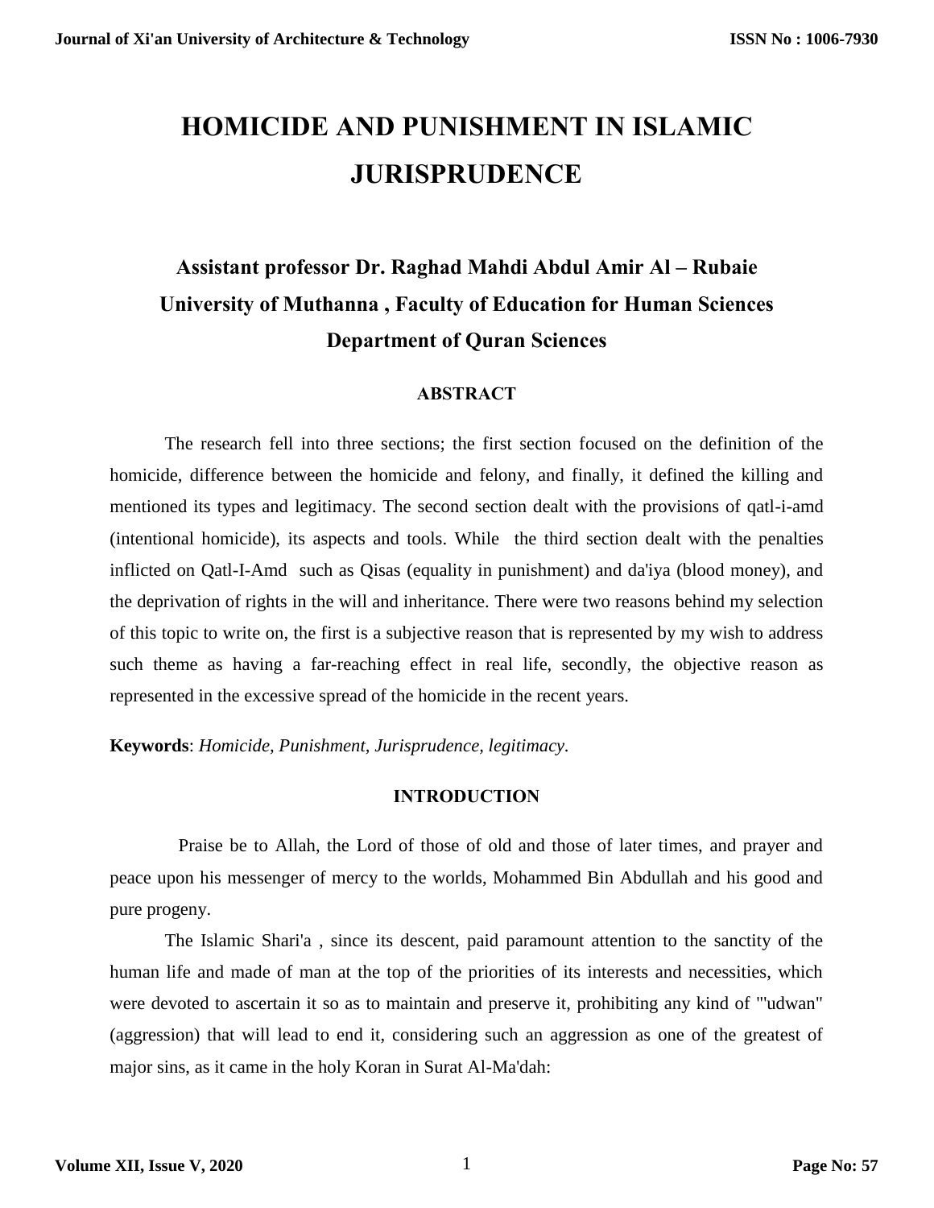# HOMICIDE AND PUNISHMENT IN ISLAMIC JURISPRUDENCE

**Assistant professor Dr. Raghad Mahdi Abdul Amir Al – Rubaie**
**University of Muthanna , Faculty of Education for Human Sciences**
**Department of Quran Sciences**

## ABSTRACT

The research fell into three sections; the first section focused on the definition of the homicide, difference between the homicide and felony, and finally, it defined the killing and mentioned its types and legitimacy. The second section dealt with the provisions of qatl-i-amd (intentional homicide), its aspects and tools. While the third section dealt with the penalties inflicted on Qatl-I-Amd such as Qisas (equality in punishment) and da'iya (blood money), and the deprivation of rights in the will and inheritance. There were two reasons behind my selection of this topic to write on, the first is a subjective reason that is represented by my wish to address such theme as having a far-reaching effect in real life, secondly, the objective reason as represented in the excessive spread of the homicide in the recent years.

**Keywords**: *Homicide, Punishment, Jurisprudence, legitimacy.*

## INTRODUCTION

Praise be to Allah, the Lord of those of old and those of later times, and prayer and peace upon his messenger of mercy to the worlds, Mohammed Bin Abdullah and his good and pure progeny.

The Islamic Shari'a , since its descent, paid paramount attention to the sanctity of the human life and made of man at the top of the priorities of its interests and necessities, which were devoted to ascertain it so as to maintain and preserve it, prohibiting any kind of "'udwan" (aggression) that will lead to end it, considering such an aggression as one of the greatest of major sins, as it came in the holy Koran in Surat Al-Ma'dah: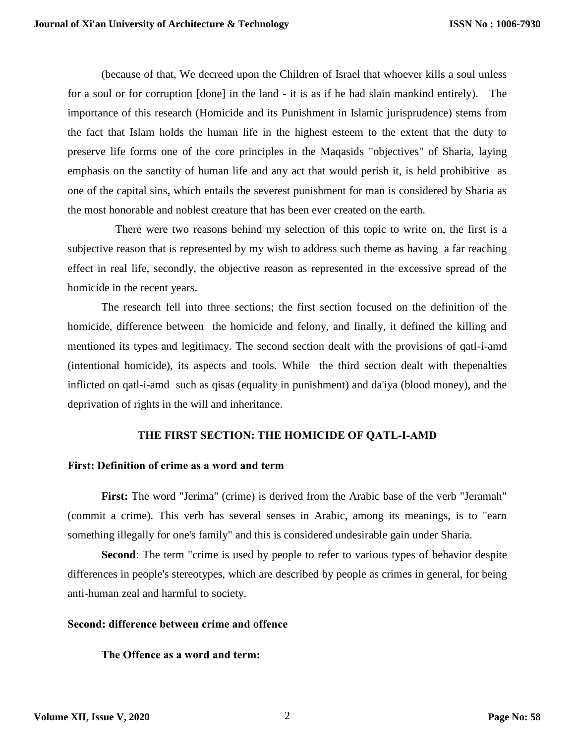(because of that, We decreed upon the Children of Israel that whoever kills a soul unless for a soul or for corruption [done] in the land - it is as if he had slain mankind entirely). The importance of this research (Homicide and its Punishment in Islamic jurisprudence) stems from the fact that Islam holds the human life in the highest esteem to the extent that the duty to preserve life forms one of the core principles in the Maqasids "objectives" of Sharia, laying emphasis on the sanctity of human life and any act that would perish it, is held prohibitive as one of the capital sins, which entails the severest punishment for man is considered by Sharia as the most honorable and noblest creature that has been ever created on the earth.

There were two reasons behind my selection of this topic to write on, the first is a subjective reason that is represented by my wish to address such theme as having a far reaching effect in real life, secondly, the objective reason as represented in the excessive spread of the homicide in the recent years.

The research fell into three sections; the first section focused on the definition of the homicide, difference between the homicide and felony, and finally, it defined the killing and mentioned its types and legitimacy. The second section dealt with the provisions of qatl-i-amd (intentional homicide), its aspects and tools. While the third section dealt with thepenalties inflicted on qatl-i-amd such as qisas (equality in punishment) and da'iya (blood money), and the deprivation of rights in the will and inheritance.

## THE FIRST SECTION: THE HOMICIDE OF QATL-I-AMD

### First: Definition of crime as a word and term

**First:** The word "Jerima" (crime) is derived from the Arabic base of the verb "Jeramah" (commit a crime). This verb has several senses in Arabic, among its meanings, is to "earn something illegally for one's family" and this is considered undesirable gain under Sharia.

**Second**: The term "crime is used by people to refer to various types of behavior despite differences in people's stereotypes, which are described by people as crimes in general, for being anti-human zeal and harmful to society.

### Second: difference between crime and offence

**The Offence as a word and term:**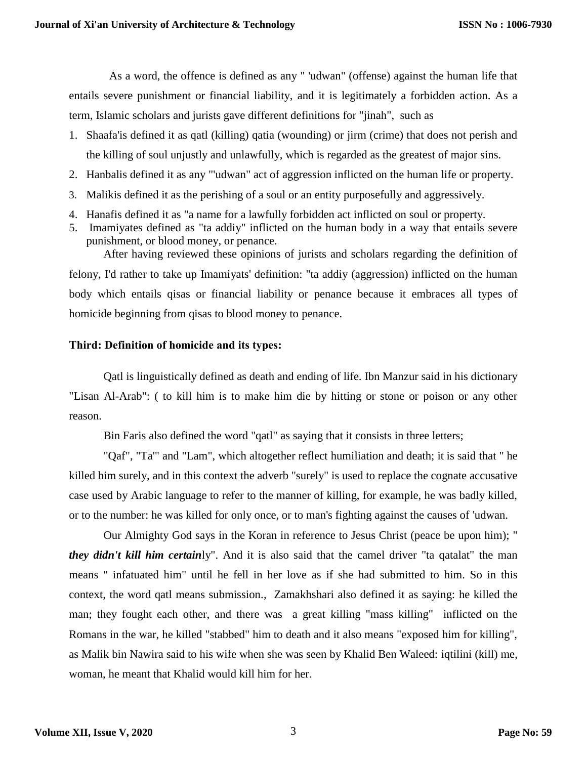As a word, the offence is defined as any " 'udwan" (offense) against the human life that entails severe punishment or financial liability, and it is legitimately a forbidden action. As a term, Islamic scholars and jurists gave different definitions for "jinah", such as

1. Shaafa'is defined it as qatl (killing) qatia (wounding) or jirm (crime) that does not perish and the killing of soul unjustly and unlawfully, which is regarded as the greatest of major sins.
2. Hanbalis defined it as any "'udwan" act of aggression inflicted on the human life or property.
3. Malikis defined it as the perishing of a soul or an entity purposefully and aggressively.
4. Hanafis defined it as "a name for a lawfully forbidden act inflicted on soul or property.
5. Imamiyates defined as "ta addiy" inflicted on the human body in a way that entails severe punishment, or blood money, or penance.

After having reviewed these opinions of jurists and scholars regarding the definition of felony, I'd rather to take up Imamiyats' definition: "ta addiy (aggression) inflicted on the human body which entails qisas or financial liability or penance because it embraces all types of homicide beginning from qisas to blood money to penance.

### Third: Definition of homicide and its types:

Qatl is linguistically defined as death and ending of life. Ibn Manzur said in his dictionary "Lisan Al-Arab": ( to kill him is to make him die by hitting or stone or poison or any other reason.

Bin Faris also defined the word "qatl" as saying that it consists in three letters;

"Qaf", "Ta'" and "Lam", which altogether reflect humiliation and death; it is said that " he killed him surely, and in this context the adverb "surely" is used to replace the cognate accusative case used by Arabic language to refer to the manner of killing, for example, he was badly killed, or to the number: he was killed for only once, or to man's fighting against the causes of 'udwan.

Our Almighty God says in the Koran in reference to Jesus Christ (peace be upon him); " ***they didn't kill him certain***ly". And it is also said that the camel driver "ta qatalat" the man means " infatuated him" until he fell in her love as if she had submitted to him. So in this context, the word qatl means submission., Zamakhshari also defined it as saying: he killed the man; they fought each other, and there was a great killing "mass killing" inflicted on the Romans in the war, he killed "stabbed" him to death and it also means "exposed him for killing", as Malik bin Nawira said to his wife when she was seen by Khalid Ben Waleed: iqtilini (kill) me, woman, he meant that Khalid would kill him for her.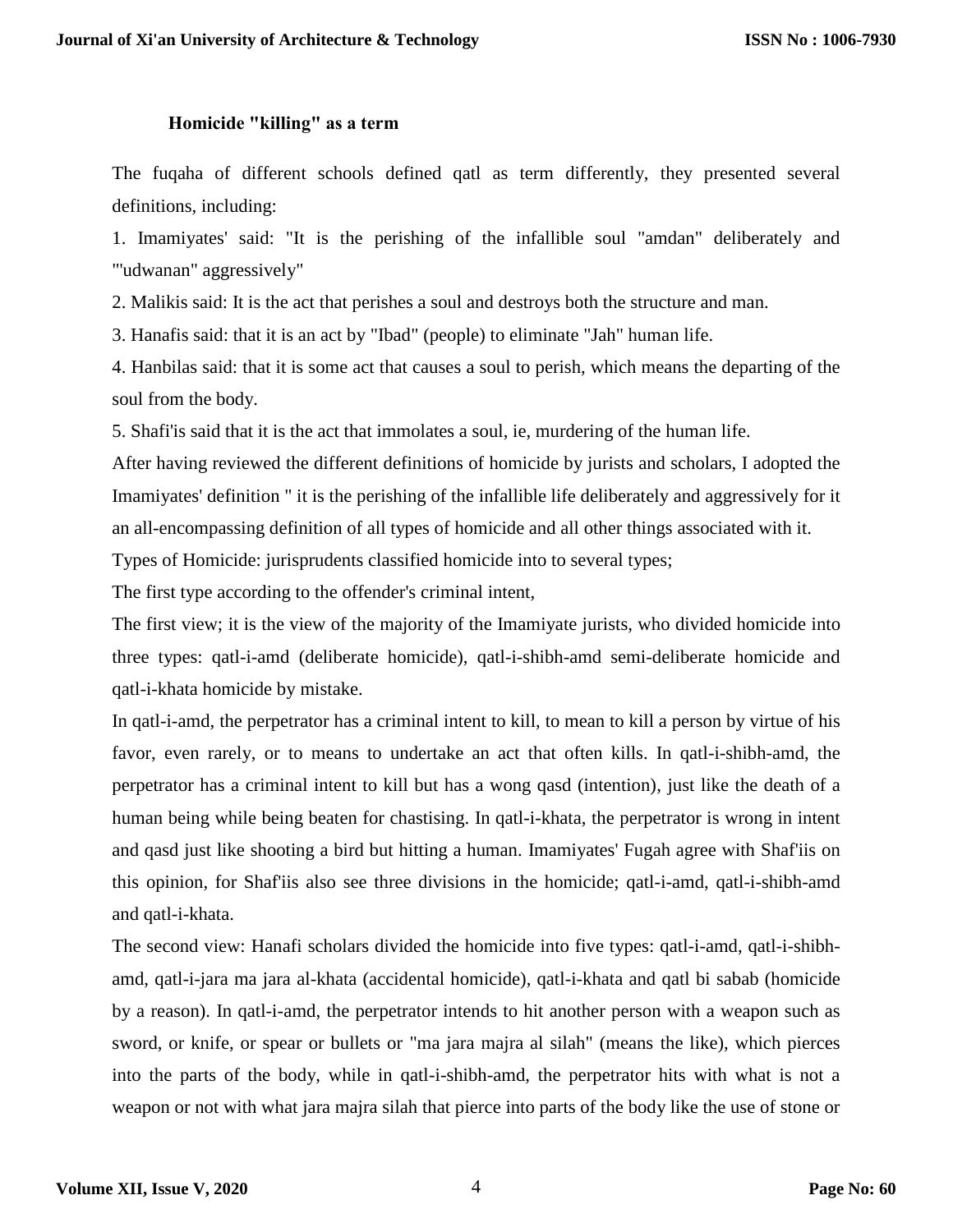### Homicide "killing" as a term

The fuqaha of different schools defined qatl as term differently, they presented several definitions, including:

1. Imamiyates' said: "It is the perishing of the infallible soul "amdan" deliberately and "'udwanan" aggressively"

2. Malikis said: It is the act that perishes a soul and destroys both the structure and man.

3. Hanafis said: that it is an act by "Ibad" (people) to eliminate "Jah" human life.

4. Hanbilas said: that it is some act that causes a soul to perish, which means the departing of the soul from the body.

5. Shafi'is said that it is the act that immolates a soul, ie, murdering of the human life.

After having reviewed the different definitions of homicide by jurists and scholars, I adopted the Imamiyates' definition " it is the perishing of the infallible life deliberately and aggressively for it an all-encompassing definition of all types of homicide and all other things associated with it.

Types of Homicide: jurisprudents classified homicide into to several types;

The first type according to the offender's criminal intent,

The first view; it is the view of the majority of the Imamiyate jurists, who divided homicide into three types: qatl-i-amd (deliberate homicide), qatl-i-shibh-amd semi-deliberate homicide and qatl-i-khata homicide by mistake.

In qatl-i-amd, the perpetrator has a criminal intent to kill, to mean to kill a person by virtue of his favor, even rarely, or to means to undertake an act that often kills. In qatl-i-shibh-amd, the perpetrator has a criminal intent to kill but has a wong qasd (intention), just like the death of a human being while being beaten for chastising. In qatl-i-khata, the perpetrator is wrong in intent and qasd just like shooting a bird but hitting a human. Imamiyates' Fugah agree with Shaf'iis on this opinion, for Shaf'iis also see three divisions in the homicide; qatl-i-amd, qatl-i-shibh-amd and qatl-i-khata.

The second view: Hanafi scholars divided the homicide into five types: qatl-i-amd, qatl-i-shibh-amd, qatl-i-jara ma jara al-khata (accidental homicide), qatl-i-khata and qatl bi sabab (homicide by a reason). In qatl-i-amd, the perpetrator intends to hit another person with a weapon such as sword, or knife, or spear or bullets or "ma jara majra al silah" (means the like), which pierces into the parts of the body, while in qatl-i-shibh-amd, the perpetrator hits with what is not a weapon or not with what jara majra silah that pierce into parts of the body like the use of stone or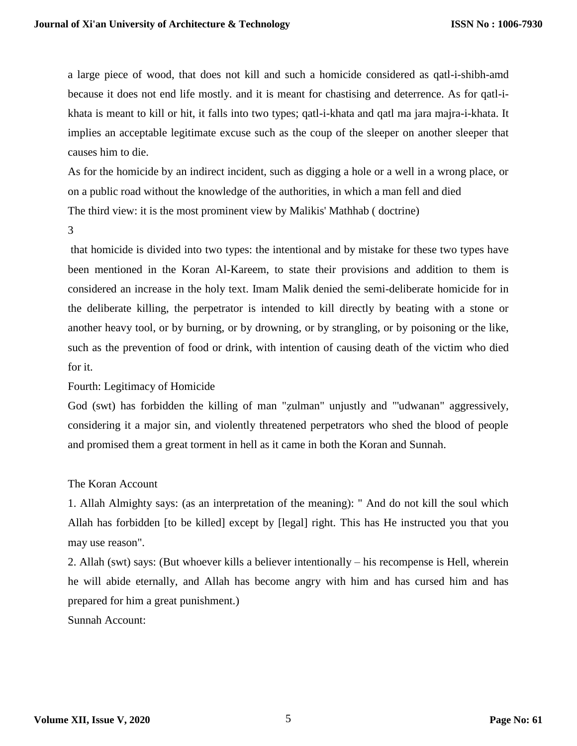a large piece of wood, that does not kill and such a homicide considered as qatl-i-shibh-amd because it does not end life mostly. and it is meant for chastising and deterrence. As for qatl-i-khata is meant to kill or hit, it falls into two types; qatl-i-khata and qatl ma jara majra-i-khata. It implies an acceptable legitimate excuse such as the coup of the sleeper on another sleeper that causes him to die.

As for the homicide by an indirect incident, such as digging a hole or a well in a wrong place, or on a public road without the knowledge of the authorities, in which a man fell and died

The third view: it is the most prominent view by Malikis' Mathhab ( doctrine)

3

that homicide is divided into two types: the intentional and by mistake for these two types have been mentioned in the Koran Al-Kareem, to state their provisions and addition to them is considered an increase in the holy text. Imam Malik denied the semi-deliberate homicide for in the deliberate killing, the perpetrator is intended to kill directly by beating with a stone or another heavy tool, or by burning, or by drowning, or by strangling, or by poisoning or the like, such as the prevention of food or drink, with intention of causing death of the victim who died for it.

Fourth: Legitimacy of Homicide

God (swt) has forbidden the killing of man "ẓulman" unjustly and "'udwanan" aggressively, considering it a major sin, and violently threatened perpetrators who shed the blood of people and promised them a great torment in hell as it came in both the Koran and Sunnah.

The Koran Account

1. Allah Almighty says: (as an interpretation of the meaning): " And do not kill the soul which Allah has forbidden [to be killed] except by [legal] right. This has He instructed you that you may use reason".
2. Allah (swt) says: (But whoever kills a believer intentionally – his recompense is Hell, wherein he will abide eternally, and Allah has become angry with him and has cursed him and has prepared for him a great punishment.)

Sunnah Account: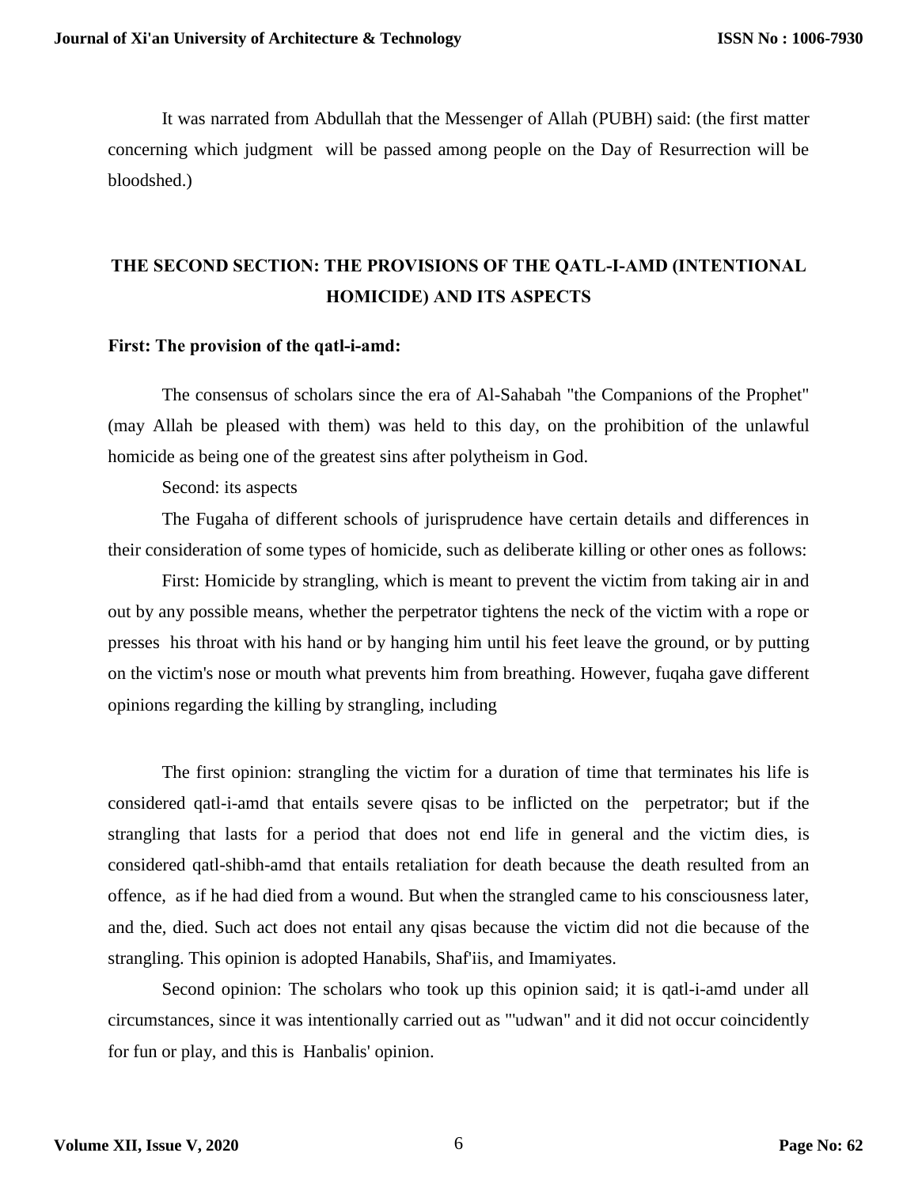It was narrated from Abdullah that the Messenger of Allah (PUBH) said: (the first matter concerning which judgment will be passed among people on the Day of Resurrection will be bloodshed.)

## THE SECOND SECTION: THE PROVISIONS OF THE QATL-I-AMD (INTENTIONAL HOMICIDE) AND ITS ASPECTS

**First: The provision of the qatl-i-amd:**

The consensus of scholars since the era of Al-Sahabah "the Companions of the Prophet" (may Allah be pleased with them) was held to this day, on the prohibition of the unlawful homicide as being one of the greatest sins after polytheism in God.

Second: its aspects

The Fugaha of different schools of jurisprudence have certain details and differences in their consideration of some types of homicide, such as deliberate killing or other ones as follows:

First: Homicide by strangling, which is meant to prevent the victim from taking air in and out by any possible means, whether the perpetrator tightens the neck of the victim with a rope or presses his throat with his hand or by hanging him until his feet leave the ground, or by putting on the victim's nose or mouth what prevents him from breathing. However, fuqaha gave different opinions regarding the killing by strangling, including

The first opinion: strangling the victim for a duration of time that terminates his life is considered qatl-i-amd that entails severe qisas to be inflicted on the perpetrator; but if the strangling that lasts for a period that does not end life in general and the victim dies, is considered qatl-shibh-amd that entails retaliation for death because the death resulted from an offence, as if he had died from a wound. But when the strangled came to his consciousness later, and the, died. Such act does not entail any qisas because the victim did not die because of the strangling. This opinion is adopted Hanabils, Shaf'iis, and Imamiyates.

Second opinion: The scholars who took up this opinion said; it is qatl-i-amd under all circumstances, since it was intentionally carried out as "'udwan" and it did not occur coincidently for fun or play, and this is Hanbalis' opinion.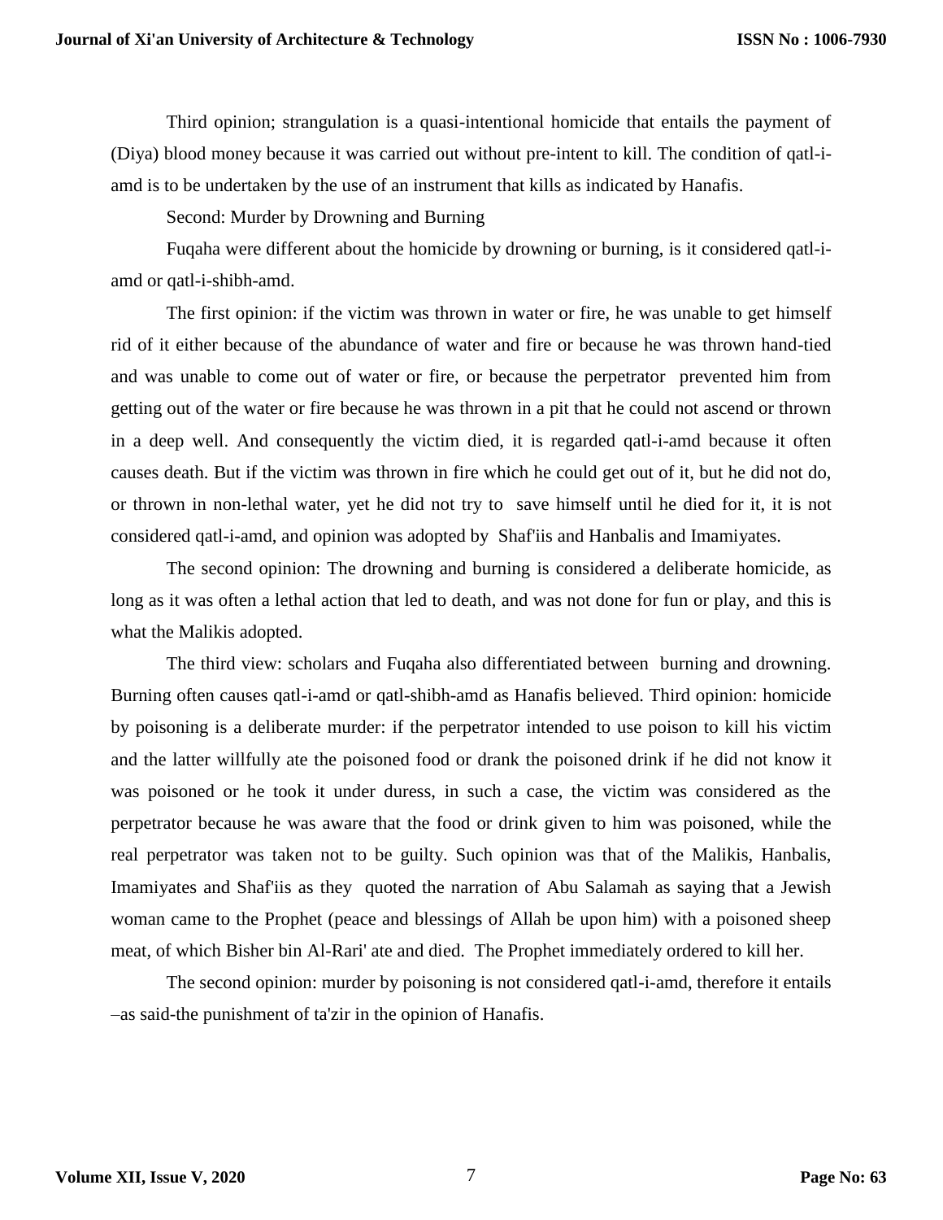Third opinion; strangulation is a quasi-intentional homicide that entails the payment of (Diya) blood money because it was carried out without pre-intent to kill. The condition of qatl-i-amd is to be undertaken by the use of an instrument that kills as indicated by Hanafis.

Second: Murder by Drowning and Burning

Fuqaha were different about the homicide by drowning or burning, is it considered qatl-i-amd or qatl-i-shibh-amd.

The first opinion: if the victim was thrown in water or fire, he was unable to get himself rid of it either because of the abundance of water and fire or because he was thrown hand-tied and was unable to come out of water or fire, or because the perpetrator prevented him from getting out of the water or fire because he was thrown in a pit that he could not ascend or thrown in a deep well. And consequently the victim died, it is regarded qatl-i-amd because it often causes death. But if the victim was thrown in fire which he could get out of it, but he did not do, or thrown in non-lethal water, yet he did not try to save himself until he died for it, it is not considered qatl-i-amd, and opinion was adopted by Shaf'iis and Hanbalis and Imamiyates.

The second opinion: The drowning and burning is considered a deliberate homicide, as long as it was often a lethal action that led to death, and was not done for fun or play, and this is what the Malikis adopted.

The third view: scholars and Fuqaha also differentiated between burning and drowning. Burning often causes qatl-i-amd or qatl-shibh-amd as Hanafis believed. Third opinion: homicide by poisoning is a deliberate murder: if the perpetrator intended to use poison to kill his victim and the latter willfully ate the poisoned food or drank the poisoned drink if he did not know it was poisoned or he took it under duress, in such a case, the victim was considered as the perpetrator because he was aware that the food or drink given to him was poisoned, while the real perpetrator was taken not to be guilty. Such opinion was that of the Malikis, Hanbalis, Imamiyates and Shaf'iis as they quoted the narration of Abu Salamah as saying that a Jewish woman came to the Prophet (peace and blessings of Allah be upon him) with a poisoned sheep meat, of which Bisher bin Al-Rari' ate and died. The Prophet immediately ordered to kill her.

The second opinion: murder by poisoning is not considered qatl-i-amd, therefore it entails –as said-the punishment of ta'zir in the opinion of Hanafis.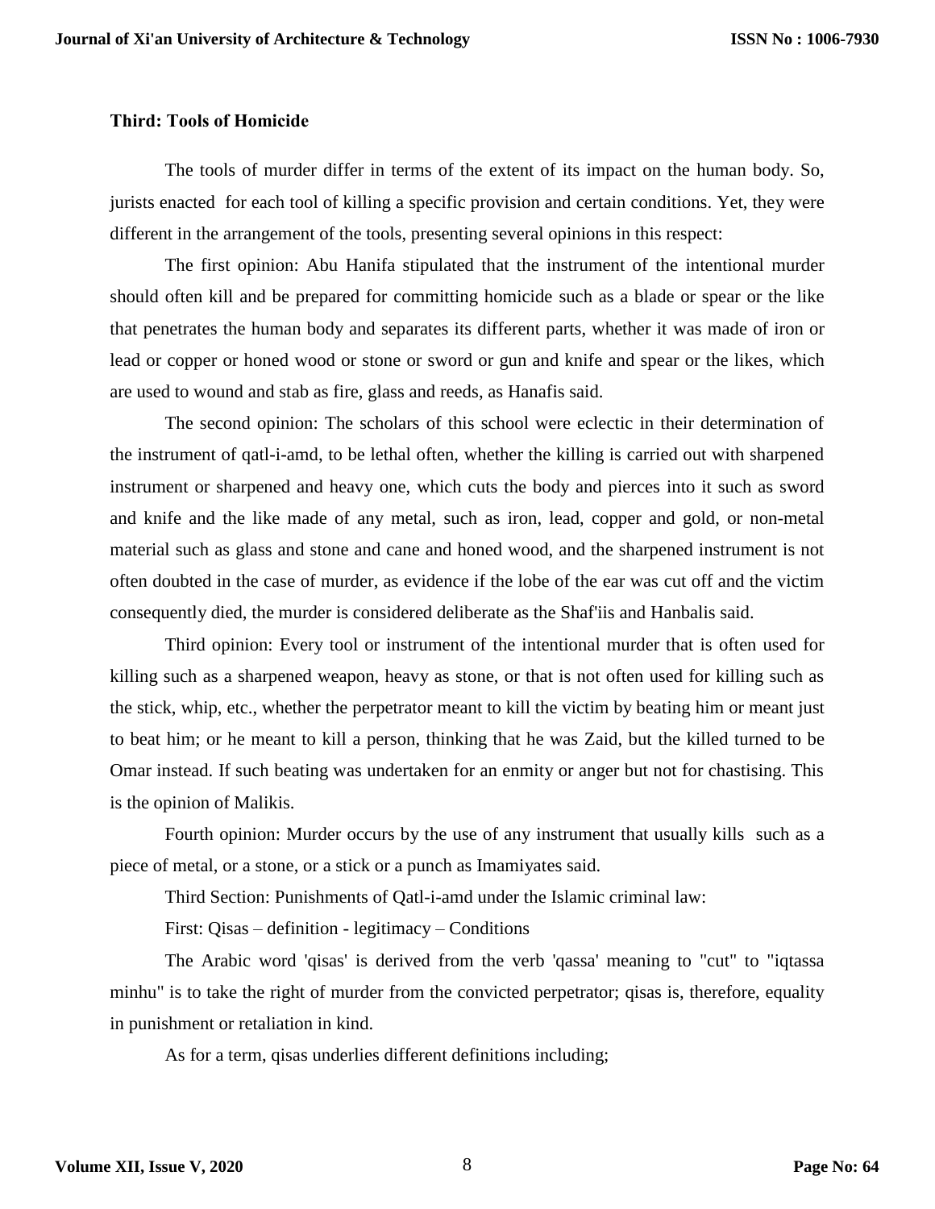**Third: Tools of Homicide**

The tools of murder differ in terms of the extent of its impact on the human body. So, jurists enacted for each tool of killing a specific provision and certain conditions. Yet, they were different in the arrangement of the tools, presenting several opinions in this respect:

The first opinion: Abu Hanifa stipulated that the instrument of the intentional murder should often kill and be prepared for committing homicide such as a blade or spear or the like that penetrates the human body and separates its different parts, whether it was made of iron or lead or copper or honed wood or stone or sword or gun and knife and spear or the likes, which are used to wound and stab as fire, glass and reeds, as Hanafis said.

The second opinion: The scholars of this school were eclectic in their determination of the instrument of qatl-i-amd, to be lethal often, whether the killing is carried out with sharpened instrument or sharpened and heavy one, which cuts the body and pierces into it such as sword and knife and the like made of any metal, such as iron, lead, copper and gold, or non-metal material such as glass and stone and cane and honed wood, and the sharpened instrument is not often doubted in the case of murder, as evidence if the lobe of the ear was cut off and the victim consequently died, the murder is considered deliberate as the Shaf'iis and Hanbalis said.

Third opinion: Every tool or instrument of the intentional murder that is often used for killing such as a sharpened weapon, heavy as stone, or that is not often used for killing such as the stick, whip, etc., whether the perpetrator meant to kill the victim by beating him or meant just to beat him; or he meant to kill a person, thinking that he was Zaid, but the killed turned to be Omar instead. If such beating was undertaken for an enmity or anger but not for chastising. This is the opinion of Malikis.

Fourth opinion: Murder occurs by the use of any instrument that usually kills such as a piece of metal, or a stone, or a stick or a punch as Imamiyates said.

Third Section: Punishments of Qatl-i-amd under the Islamic criminal law:

First: Qisas – definition - legitimacy – Conditions

The Arabic word 'qisas' is derived from the verb 'qassa' meaning to "cut" to "iqtassa minhu" is to take the right of murder from the convicted perpetrator; qisas is, therefore, equality in punishment or retaliation in kind.

As for a term, qisas underlies different definitions including;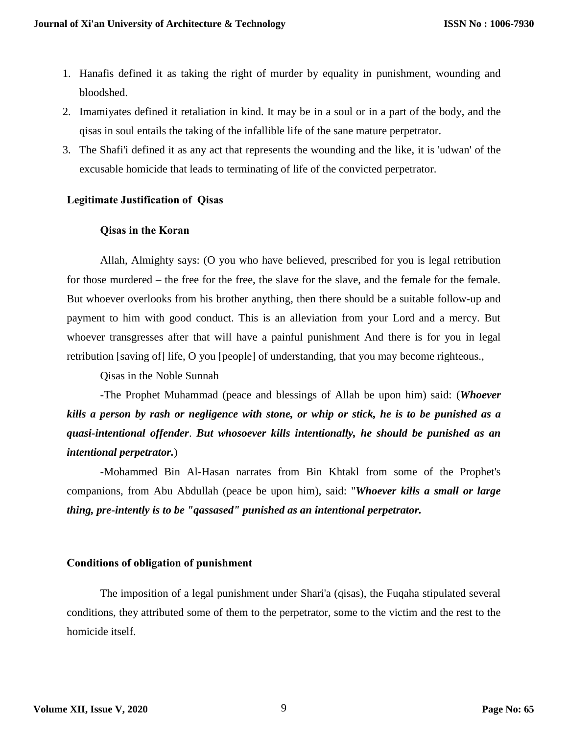1. Hanafis defined it as taking the right of murder by equality in punishment, wounding and bloodshed.
2. Imamiyates defined it retaliation in kind. It may be in a soul or in a part of the body, and the qisas in soul entails the taking of the infallible life of the sane mature perpetrator.
3. The Shafi'i defined it as any act that represents the wounding and the like, it is 'udwan' of the excusable homicide that leads to terminating of life of the convicted perpetrator.

## Legitimate Justification of Qisas

### Qisas in the Koran

Allah, Almighty says: (O you who have believed, prescribed for you is legal retribution for those murdered – the free for the free, the slave for the slave, and the female for the female. But whoever overlooks from his brother anything, then there should be a suitable follow-up and payment to him with good conduct. This is an alleviation from your Lord and a mercy. But whoever transgresses after that will have a painful punishment And there is for you in legal retribution [saving of] life, O you [people] of understanding, that you may become righteous.,

Qisas in the Noble Sunnah

-The Prophet Muhammad (peace and blessings of Allah be upon him) said: (***Whoever kills a person by rash or negligence with stone, or whip or stick, he is to be punished as a quasi-intentional offender***. ***But whosoever kills intentionally, he should be punished as an intentional perpetrator.***)

-Mohammed Bin Al-Hasan narrates from Bin Khtakl from some of the Prophet's companions, from Abu Abdullah (peace be upon him), said: "***Whoever kills a small or large thing, pre-intently is to be "qassased" punished as an intentional perpetrator.***

## Conditions of obligation of punishment

The imposition of a legal punishment under Shari'a (qisas), the Fuqaha stipulated several conditions, they attributed some of them to the perpetrator, some to the victim and the rest to the homicide itself.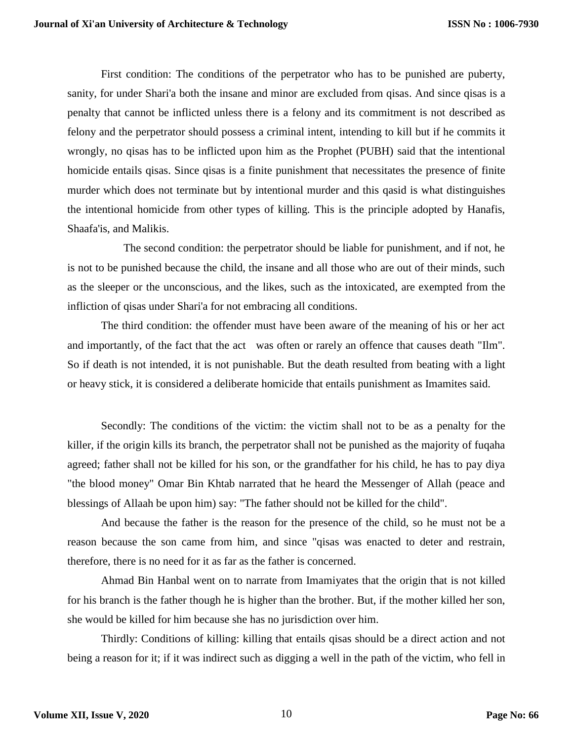First condition: The conditions of the perpetrator who has to be punished are puberty, sanity, for under Shari'a both the insane and minor are excluded from qisas. And since qisas is a penalty that cannot be inflicted unless there is a felony and its commitment is not described as felony and the perpetrator should possess a criminal intent, intending to kill but if he commits it wrongly, no qisas has to be inflicted upon him as the Prophet (PUBH) said that the intentional homicide entails qisas. Since qisas is a finite punishment that necessitates the presence of finite murder which does not terminate but by intentional murder and this qasid is what distinguishes the intentional homicide from other types of killing. This is the principle adopted by Hanafis, Shaafa'is, and Malikis.

The second condition: the perpetrator should be liable for punishment, and if not, he is not to be punished because the child, the insane and all those who are out of their minds, such as the sleeper or the unconscious, and the likes, such as the intoxicated, are exempted from the infliction of qisas under Shari'a for not embracing all conditions.

The third condition: the offender must have been aware of the meaning of his or her act and importantly, of the fact that the act was often or rarely an offence that causes death "Ilm". So if death is not intended, it is not punishable. But the death resulted from beating with a light or heavy stick, it is considered a deliberate homicide that entails punishment as Imamites said.

Secondly: The conditions of the victim: the victim shall not to be as a penalty for the killer, if the origin kills its branch, the perpetrator shall not be punished as the majority of fuqaha agreed; father shall not be killed for his son, or the grandfather for his child, he has to pay diya "the blood money" Omar Bin Khtab narrated that he heard the Messenger of Allah (peace and blessings of Allaah be upon him) say: "The father should not be killed for the child".

And because the father is the reason for the presence of the child, so he must not be a reason because the son came from him, and since "qisas was enacted to deter and restrain, therefore, there is no need for it as far as the father is concerned.

Ahmad Bin Hanbal went on to narrate from Imamiyates that the origin that is not killed for his branch is the father though he is higher than the brother. But, if the mother killed her son, she would be killed for him because she has no jurisdiction over him.

Thirdly: Conditions of killing: killing that entails qisas should be a direct action and not being a reason for it; if it was indirect such as digging a well in the path of the victim, who fell in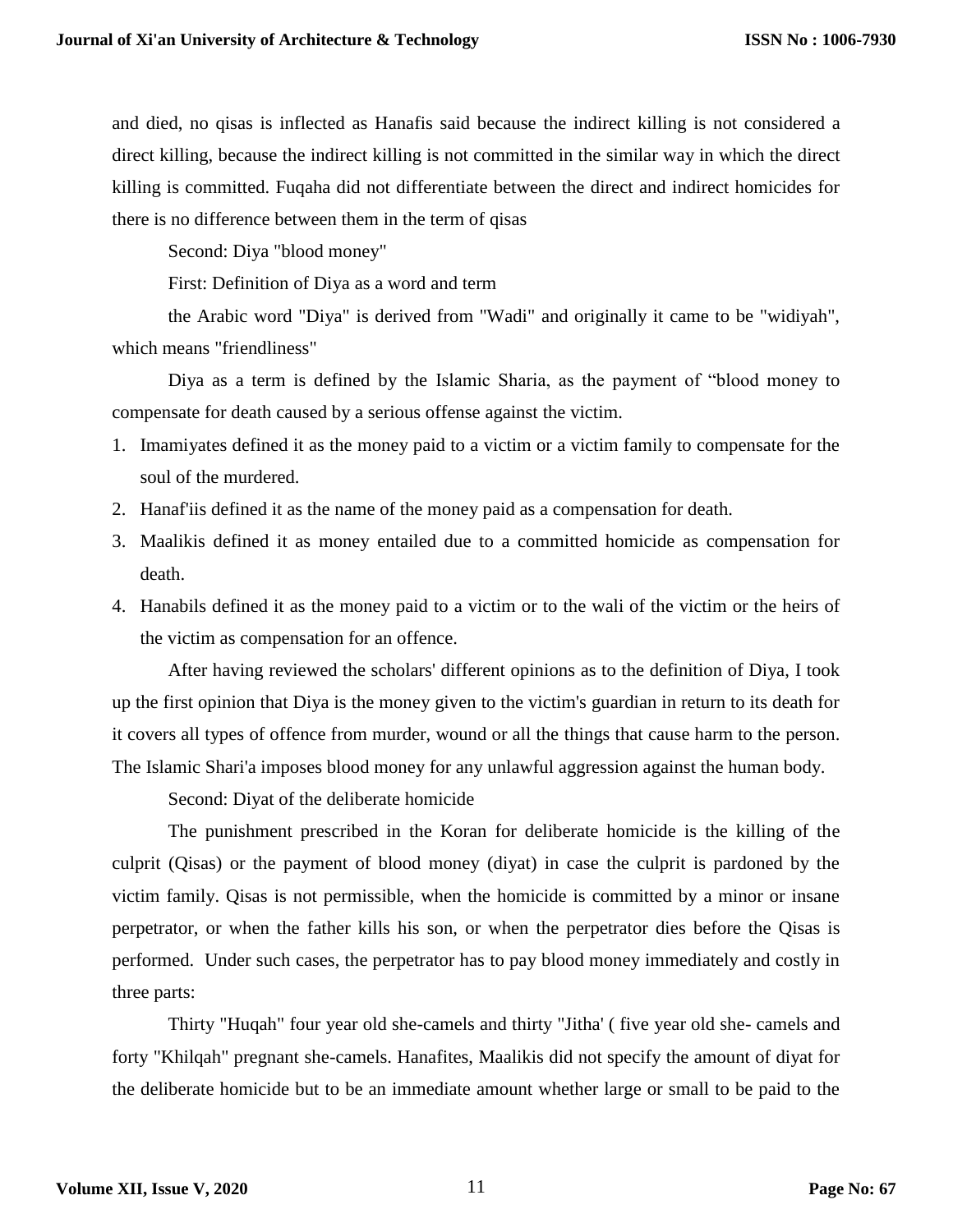and died, no qisas is inflected as Hanafis said because the indirect killing is not considered a direct killing, because the indirect killing is not committed in the similar way in which the direct killing is committed. Fuqaha did not differentiate between the direct and indirect homicides for there is no difference between them in the term of qisas

Second: Diya "blood money"

First: Definition of Diya as a word and term

the Arabic word "Diya" is derived from "Wadi" and originally it came to be "widiyah", which means "friendliness"

Diya as a term is defined by the Islamic Sharia, as the payment of "blood money to compensate for death caused by a serious offense against the victim.

1. Imamiyates defined it as the money paid to a victim or a victim family to compensate for the soul of the murdered.
2. Hanaf'iis defined it as the name of the money paid as a compensation for death.
3. Maalikis defined it as money entailed due to a committed homicide as compensation for death.
4. Hanabils defined it as the money paid to a victim or to the wali of the victim or the heirs of the victim as compensation for an offence.

After having reviewed the scholars' different opinions as to the definition of Diya, I took up the first opinion that Diya is the money given to the victim's guardian in return to its death for it covers all types of offence from murder, wound or all the things that cause harm to the person. The Islamic Shari'a imposes blood money for any unlawful aggression against the human body.

Second: Diyat of the deliberate homicide

The punishment prescribed in the Koran for deliberate homicide is the killing of the culprit (Qisas) or the payment of blood money (diyat) in case the culprit is pardoned by the victim family. Qisas is not permissible, when the homicide is committed by a minor or insane perpetrator, or when the father kills his son, or when the perpetrator dies before the Qisas is performed. Under such cases, the perpetrator has to pay blood money immediately and costly in three parts:

Thirty "Huqah" four year old she-camels and thirty "Jitha' ( five year old she- camels and forty "Khilqah" pregnant she-camels. Hanafites, Maalikis did not specify the amount of diyat for the deliberate homicide but to be an immediate amount whether large or small to be paid to the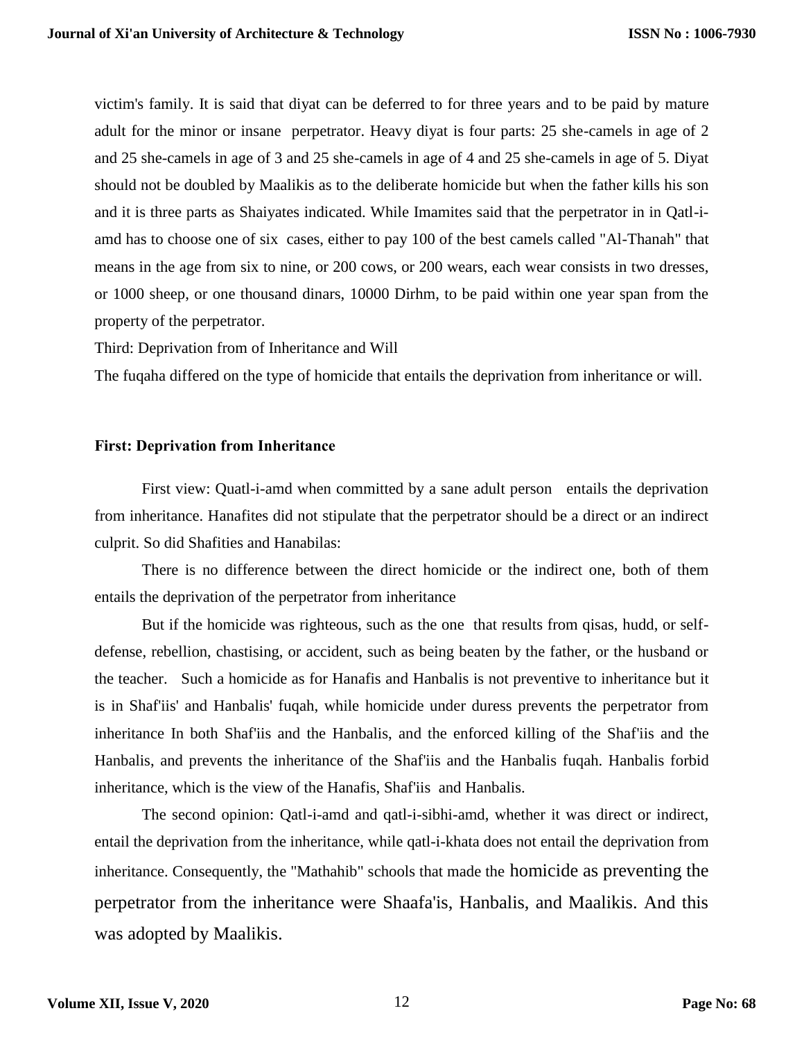victim's family. It is said that diyat can be deferred to for three years and to be paid by mature adult for the minor or insane perpetrator. Heavy diyat is four parts: 25 she-camels in age of 2 and 25 she-camels in age of 3 and 25 she-camels in age of 4 and 25 she-camels in age of 5. Diyat should not be doubled by Maalikis as to the deliberate homicide but when the father kills his son and it is three parts as Shaiyates indicated. While Imamites said that the perpetrator in in Qatl-i-amd has to choose one of six cases, either to pay 100 of the best camels called "Al-Thanah" that means in the age from six to nine, or 200 cows, or 200 wears, each wear consists in two dresses, or 1000 sheep, or one thousand dinars, 10000 Dirhm, to be paid within one year span from the property of the perpetrator.

Third: Deprivation from of Inheritance and Will

The fuqaha differed on the type of homicide that entails the deprivation from inheritance or will.

**First: Deprivation from Inheritance**

First view: Quatl-i-amd when committed by a sane adult person entails the deprivation from inheritance. Hanafites did not stipulate that the perpetrator should be a direct or an indirect culprit. So did Shafities and Hanabilas:

There is no difference between the direct homicide or the indirect one, both of them entails the deprivation of the perpetrator from inheritance

But if the homicide was righteous, such as the one that results from qisas, hudd, or self-defense, rebellion, chastising, or accident, such as being beaten by the father, or the husband or the teacher. Such a homicide as for Hanafis and Hanbalis is not preventive to inheritance but it is in Shaf'iis' and Hanbalis' fuqah, while homicide under duress prevents the perpetrator from inheritance In both Shaf'iis and the Hanbalis, and the enforced killing of the Shaf'iis and the Hanbalis, and prevents the inheritance of the Shaf'iis and the Hanbalis fuqah. Hanbalis forbid inheritance, which is the view of the Hanafis, Shaf'iis and Hanbalis.

The second opinion: Qatl-i-amd and qatl-i-sibhi-amd, whether it was direct or indirect, entail the deprivation from the inheritance, while qatl-i-khata does not entail the deprivation from inheritance. Consequently, the "Mathahib" schools that made the homicide as preventing the perpetrator from the inheritance were Shaafa'is, Hanbalis, and Maalikis. And this was adopted by Maalikis.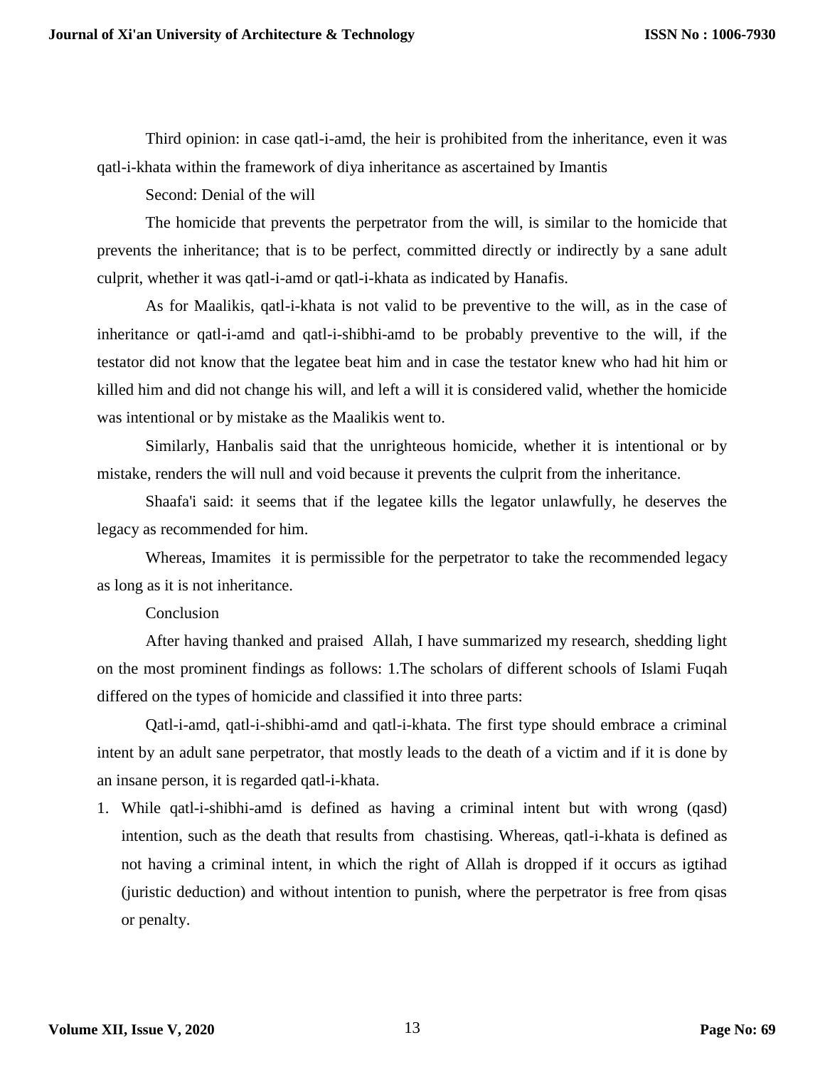Third opinion: in case qatl-i-amd, the heir is prohibited from the inheritance, even it was qatl-i-khata within the framework of diya inheritance as ascertained by Imantis

Second: Denial of the will

The homicide that prevents the perpetrator from the will, is similar to the homicide that prevents the inheritance; that is to be perfect, committed directly or indirectly by a sane adult culprit, whether it was qatl-i-amd or qatl-i-khata as indicated by Hanafis.

As for Maalikis, qatl-i-khata is not valid to be preventive to the will, as in the case of inheritance or qatl-i-amd and qatl-i-shibhi-amd to be probably preventive to the will, if the testator did not know that the legatee beat him and in case the testator knew who had hit him or killed him and did not change his will, and left a will it is considered valid, whether the homicide was intentional or by mistake as the Maalikis went to.

Similarly, Hanbalis said that the unrighteous homicide, whether it is intentional or by mistake, renders the will null and void because it prevents the culprit from the inheritance.

Shaafa'i said: it seems that if the legatee kills the legator unlawfully, he deserves the legacy as recommended for him.

Whereas, Imamites it is permissible for the perpetrator to take the recommended legacy as long as it is not inheritance.

Conclusion

After having thanked and praised Allah, I have summarized my research, shedding light on the most prominent findings as follows: 1.The scholars of different schools of Islami Fuqah differed on the types of homicide and classified it into three parts:

Qatl-i-amd, qatl-i-shibhi-amd and qatl-i-khata. The first type should embrace a criminal intent by an adult sane perpetrator, that mostly leads to the death of a victim and if it is done by an insane person, it is regarded qatl-i-khata.

1. While qatl-i-shibhi-amd is defined as having a criminal intent but with wrong (qasd) intention, such as the death that results from chastising. Whereas, qatl-i-khata is defined as not having a criminal intent, in which the right of Allah is dropped if it occurs as igtihad (juristic deduction) and without intention to punish, where the perpetrator is free from qisas or penalty.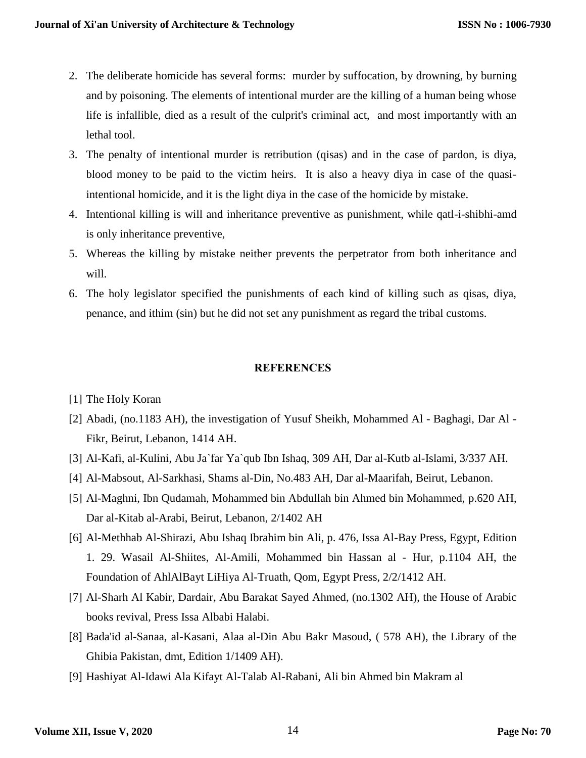2. The deliberate homicide has several forms: murder by suffocation, by drowning, by burning and by poisoning. The elements of intentional murder are the killing of a human being whose life is infallible, died as a result of the culprit's criminal act, and most importantly with an lethal tool.
3. The penalty of intentional murder is retribution (qisas) and in the case of pardon, is diya, blood money to be paid to the victim heirs. It is also a heavy diya in case of the quasi-intentional homicide, and it is the light diya in the case of the homicide by mistake.
4. Intentional killing is will and inheritance preventive as punishment, while qatl-i-shibhi-amd is only inheritance preventive,
5. Whereas the killing by mistake neither prevents the perpetrator from both inheritance and will.
6. The holy legislator specified the punishments of each kind of killing such as qisas, diya, penance, and ithim (sin) but he did not set any punishment as regard the tribal customs.

## REFERENCES

[1] The Holy Koran

[2] Abadi, (no.1183 AH), the investigation of Yusuf Sheikh, Mohammed Al - Baghagi, Dar Al - Fikr, Beirut, Lebanon, 1414 AH.

[3] Al-Kafi, al-Kulini, Abu Ja`far Ya`qub Ibn Ishaq, 309 AH, Dar al-Kutb al-Islami, 3/337 AH.

[4] Al-Mabsout, Al-Sarkhasi, Shams al-Din, No.483 AH, Dar al-Maarifah, Beirut, Lebanon.

[5] Al-Maghni, Ibn Qudamah, Mohammed bin Abdullah bin Ahmed bin Mohammed, p.620 AH, Dar al-Kitab al-Arabi, Beirut, Lebanon, 2/1402 AH

[6] Al-Methhab Al-Shirazi, Abu Ishaq Ibrahim bin Ali, p. 476, Issa Al-Bay Press, Egypt, Edition 1. 29. Wasail Al-Shiites, Al-Amili, Mohammed bin Hassan al - Hur, p.1104 AH, the Foundation of AhlAlBayt LiHiya Al-Truath, Qom, Egypt Press, 2/2/1412 AH.

[7] Al-Sharh Al Kabir, Dardair, Abu Barakat Sayed Ahmed, (no.1302 AH), the House of Arabic books revival, Press Issa Albabi Halabi.

[8] Bada'id al-Sanaa, al-Kasani, Alaa al-Din Abu Bakr Masoud, ( 578 AH), the Library of the Ghibia Pakistan, dmt, Edition 1/1409 AH).

[9] Hashiyat Al-Idawi Ala Kifayt Al-Talab Al-Rabani, Ali bin Ahmed bin Makram al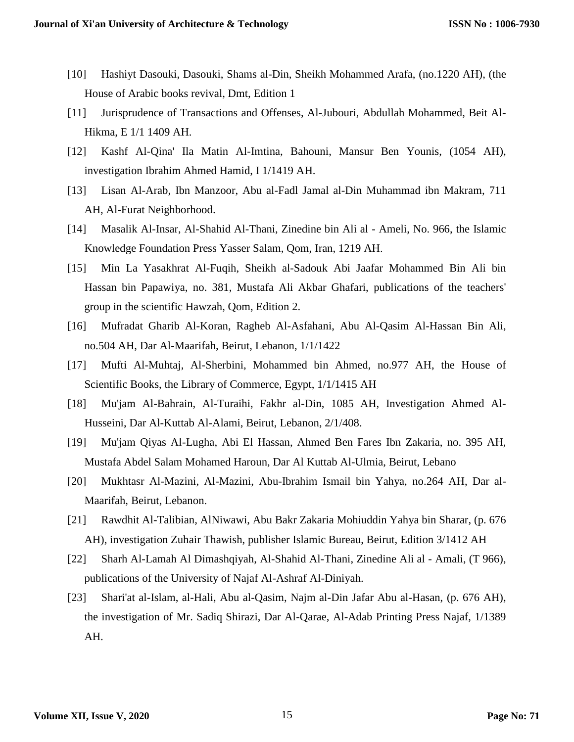[10] Hashiyt Dasouki, Dasouki, Shams al-Din, Sheikh Mohammed Arafa, (no.1220 AH), (the House of Arabic books revival, Dmt, Edition 1

[11] Jurisprudence of Transactions and Offenses, Al-Jubouri, Abdullah Mohammed, Beit Al-Hikma, E 1/1 1409 AH.

[12] Kashf Al-Qina' Ila Matin Al-Imtina, Bahouni, Mansur Ben Younis, (1054 AH), investigation Ibrahim Ahmed Hamid, I 1/1419 AH.

[13] Lisan Al-Arab, Ibn Manzoor, Abu al-Fadl Jamal al-Din Muhammad ibn Makram, 711 AH, Al-Furat Neighborhood.

[14] Masalik Al-Insar, Al-Shahid Al-Thani, Zinedine bin Ali al - Ameli, No. 966, the Islamic Knowledge Foundation Press Yasser Salam, Qom, Iran, 1219 AH.

[15] Min La Yasakhrat Al-Fuqih, Sheikh al-Sadouk Abi Jaafar Mohammed Bin Ali bin Hassan bin Papawiya, no. 381, Mustafa Ali Akbar Ghafari, publications of the teachers' group in the scientific Hawzah, Qom, Edition 2.

[16] Mufradat Gharib Al-Koran, Ragheb Al-Asfahani, Abu Al-Qasim Al-Hassan Bin Ali, no.504 AH, Dar Al-Maarifah, Beirut, Lebanon, 1/1/1422

[17] Mufti Al-Muhtaj, Al-Sherbini, Mohammed bin Ahmed, no.977 AH, the House of Scientific Books, the Library of Commerce, Egypt, 1/1/1415 AH

[18] Mu'jam Al-Bahrain, Al-Turaihi, Fakhr al-Din, 1085 AH, Investigation Ahmed Al-Husseini, Dar Al-Kuttab Al-Alami, Beirut, Lebanon, 2/1/408.

[19] Mu'jam Qiyas Al-Lugha, Abi El Hassan, Ahmed Ben Fares Ibn Zakaria, no. 395 AH, Mustafa Abdel Salam Mohamed Haroun, Dar Al Kuttab Al-Ulmia, Beirut, Lebano

[20] Mukhtasr Al-Mazini, Al-Mazini, Abu-Ibrahim Ismail bin Yahya, no.264 AH, Dar al-Maarifah, Beirut, Lebanon.

[21] Rawdhit Al-Talibian, AlNiwawi, Abu Bakr Zakaria Mohiuddin Yahya bin Sharar, (p. 676 AH), investigation Zuhair Thawish, publisher Islamic Bureau, Beirut, Edition 3/1412 AH

[22] Sharh Al-Lamah Al Dimashqiyah, Al-Shahid Al-Thani, Zinedine Ali al - Amali, (T 966), publications of the University of Najaf Al-Ashraf Al-Diniyah.

[23] Shari'at al-Islam, al-Hali, Abu al-Qasim, Najm al-Din Jafar Abu al-Hasan, (p. 676 AH), the investigation of Mr. Sadiq Shirazi, Dar Al-Qarae, Al-Adab Printing Press Najaf, 1/1389 AH.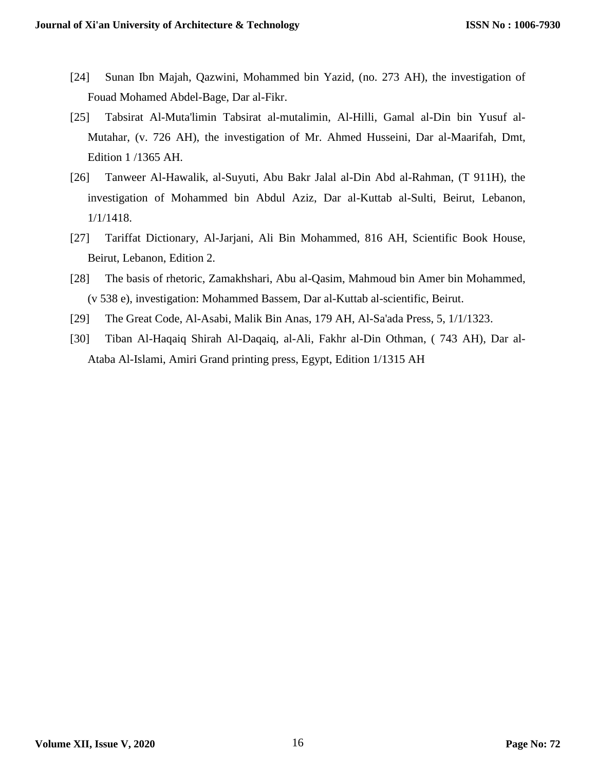[24] Sunan Ibn Majah, Qazwini, Mohammed bin Yazid, (no. 273 AH), the investigation of Fouad Mohamed Abdel-Bage, Dar al-Fikr.

[25] Tabsirat Al-Muta'limin Tabsirat al-mutalimin, Al-Hilli, Gamal al-Din bin Yusuf al-Mutahar, (v. 726 AH), the investigation of Mr. Ahmed Husseini, Dar al-Maarifah, Dmt, Edition 1 /1365 AH.

[26] Tanweer Al-Hawalik, al-Suyuti, Abu Bakr Jalal al-Din Abd al-Rahman, (T 911H), the investigation of Mohammed bin Abdul Aziz, Dar al-Kuttab al-Sulti, Beirut, Lebanon, 1/1/1418.

[27] Tariffat Dictionary, Al-Jarjani, Ali Bin Mohammed, 816 AH, Scientific Book House, Beirut, Lebanon, Edition 2.

[28] The basis of rhetoric, Zamakhshari, Abu al-Qasim, Mahmoud bin Amer bin Mohammed, (v 538 e), investigation: Mohammed Bassem, Dar al-Kuttab al-scientific, Beirut.

[29] The Great Code, Al-Asabi, Malik Bin Anas, 179 AH, Al-Sa'ada Press, 5, 1/1/1323.

[30] Tiban Al-Haqaiq Shirah Al-Daqaiq, al-Ali, Fakhr al-Din Othman, ( 743 AH), Dar al-Ataba Al-Islami, Amiri Grand printing press, Egypt, Edition 1/1315 AH